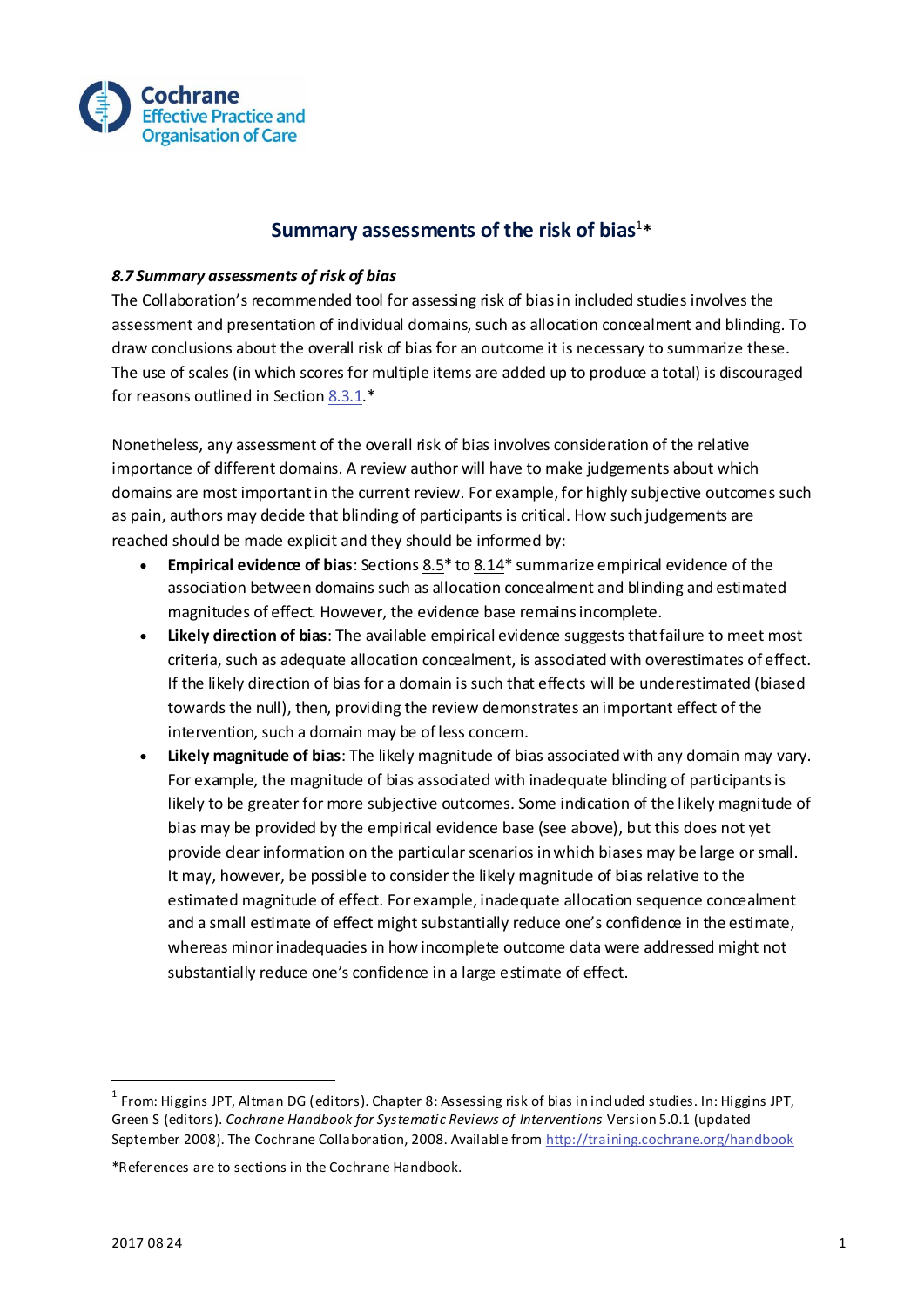Cochrane
Effective Practice and Organisation of Care

# Summary assessments of the risk of bias[1]*

### *8.7 Summary assessments of risk of bias*

The Collaboration's recommended tool for assessing risk of bias in included studies involves the assessment and presentation of individual domains, such as allocation concealment and blinding. To draw conclusions about the overall risk of bias for an outcome it is necessary to summarize these. The use of scales (in which scores for multiple items are added up to produce a total) is discouraged for reasons outlined in Section 8.3.1.*

Nonetheless, any assessment of the overall risk of bias involves consideration of the relative importance of different domains. A review author will have to make judgements about which domains are most important in the current review. For example, for highly subjective outcomes such as pain, authors may decide that blinding of participants is critical. How such judgements are reached should be made explicit and they should be informed by:

- **Empirical evidence of bias**: Sections 8.5* to 8.14* summarize empirical evidence of the association between domains such as allocation concealment and blinding and estimated magnitudes of effect. However, the evidence base remains incomplete.
- **Likely direction of bias**: The available empirical evidence suggests that failure to meet most criteria, such as adequate allocation concealment, is associated with overestimates of effect. If the likely direction of bias for a domain is such that effects will be underestimated (biased towards the null), then, providing the review demonstrates an important effect of the intervention, such a domain may be of less concern.
- **Likely magnitude of bias**: The likely magnitude of bias associated with any domain may vary. For example, the magnitude of bias associated with inadequate blinding of participants is likely to be greater for more subjective outcomes. Some indication of the likely magnitude of bias may be provided by the empirical evidence base (see above), but this does not yet provide clear information on the particular scenarios in which biases may be large or small. It may, however, be possible to consider the likely magnitude of bias relative to the estimated magnitude of effect. For example, inadequate allocation sequence concealment and a small estimate of effect might substantially reduce one's confidence in the estimate, whereas minor inadequacies in how incomplete outcome data were addressed might not substantially reduce one's confidence in a large estimate of effect.

---

[1] From: Higgins JPT, Altman DG (editors). Chapter 8: Assessing risk of bias in included studies. In: Higgins JPT, Green S (editors). *Cochrane Handbook for Systematic Reviews of Interventions* Version 5.0.1 (updated September 2008). The Cochrane Collaboration, 2008. Available from http://training.cochrane.org/handbook

*References are to sections in the Cochrane Handbook.

2017 08 24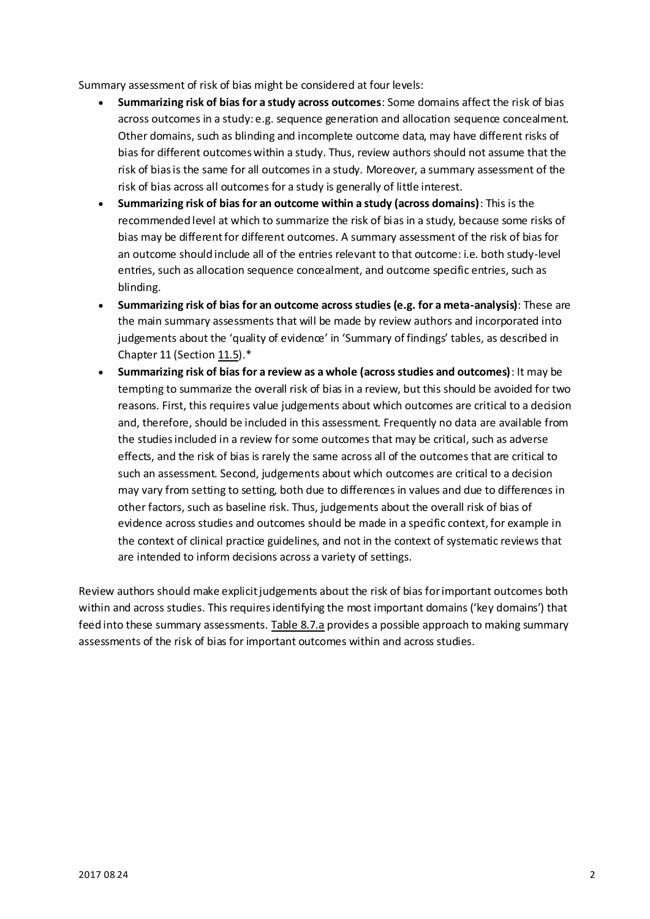Summary assessment of risk of bias might be considered at four levels:

- **Summarizing risk of bias for a study across outcomes**: Some domains affect the risk of bias across outcomes in a study: e.g. sequence generation and allocation sequence concealment. Other domains, such as blinding and incomplete outcome data, may have different risks of bias for different outcomes within a study. Thus, review authors should not assume that the risk of bias is the same for all outcomes in a study. Moreover, a summary assessment of the risk of bias across all outcomes for a study is generally of little interest.
- **Summarizing risk of bias for an outcome within a study (across domains)**: This is the recommended level at which to summarize the risk of bias in a study, because some risks of bias may be different for different outcomes. A summary assessment of the risk of bias for an outcome should include all of the entries relevant to that outcome: i.e. both study-level entries, such as allocation sequence concealment, and outcome specific entries, such as blinding.
- **Summarizing risk of bias for an outcome across studies (e.g. for a meta-analysis)**: These are the main summary assessments that will be made by review authors and incorporated into judgements about the 'quality of evidence' in 'Summary of findings' tables, as described in Chapter 11 (Section 11.5).*
- **Summarizing risk of bias for a review as a whole (across studies and outcomes)**: It may be tempting to summarize the overall risk of bias in a review, but this should be avoided for two reasons. First, this requires value judgements about which outcomes are critical to a decision and, therefore, should be included in this assessment. Frequently no data are available from the studies included in a review for some outcomes that may be critical, such as adverse effects, and the risk of bias is rarely the same across all of the outcomes that are critical to such an assessment. Second, judgements about which outcomes are critical to a decision may vary from setting to setting, both due to differences in values and due to differences in other factors, such as baseline risk. Thus, judgements about the overall risk of bias of evidence across studies and outcomes should be made in a specific context, for example in the context of clinical practice guidelines, and not in the context of systematic reviews that are intended to inform decisions across a variety of settings.

Review authors should make explicit judgements about the risk of bias for important outcomes both within and across studies. This requires identifying the most important domains ('key domains') that feed into these summary assessments. Table 8.7.a provides a possible approach to making summary assessments of the risk of bias for important outcomes within and across studies.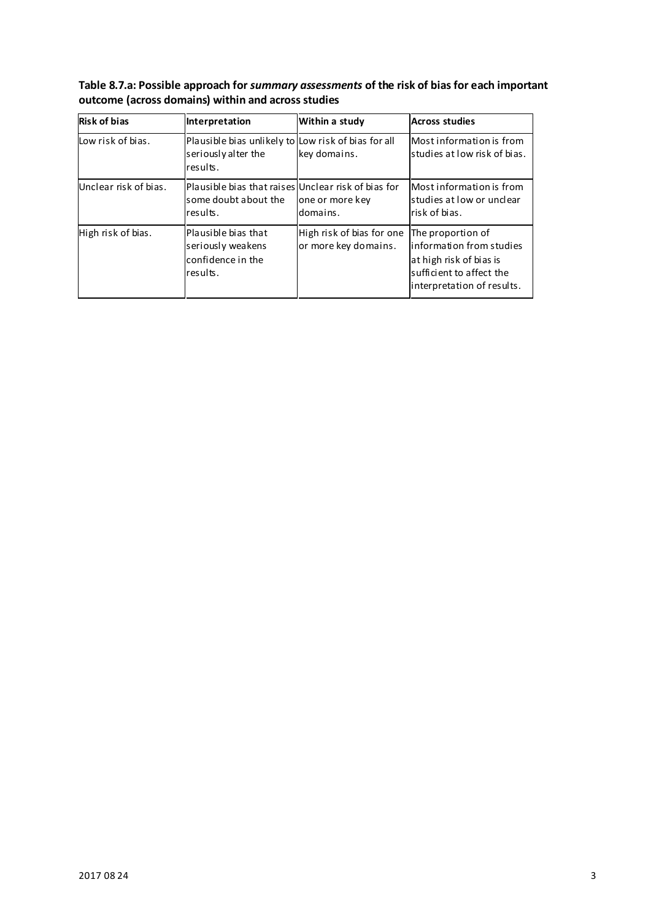**Table 8.7.a: Possible approach for *summary assessments* of the risk of bias for each important outcome (across domains) within and across studies**

| Risk of bias | Interpretation | Within a study | Across studies |
|---|---|---|---|
| Low risk of bias. | Plausible bias unlikely to seriously alter the results. | Low risk of bias for all key domains. | Most information is from studies at low risk of bias. |
| Unclear risk of bias. | Plausible bias that raises some doubt about the results. | Unclear risk of bias for one or more key domains. | Most information is from studies at low or unclear risk of bias. |
| High risk of bias. | Plausible bias that seriously weakens confidence in the results. | High risk of bias for one or more key domains. | The proportion of information from studies at high risk of bias is sufficient to affect the interpretation of results. |